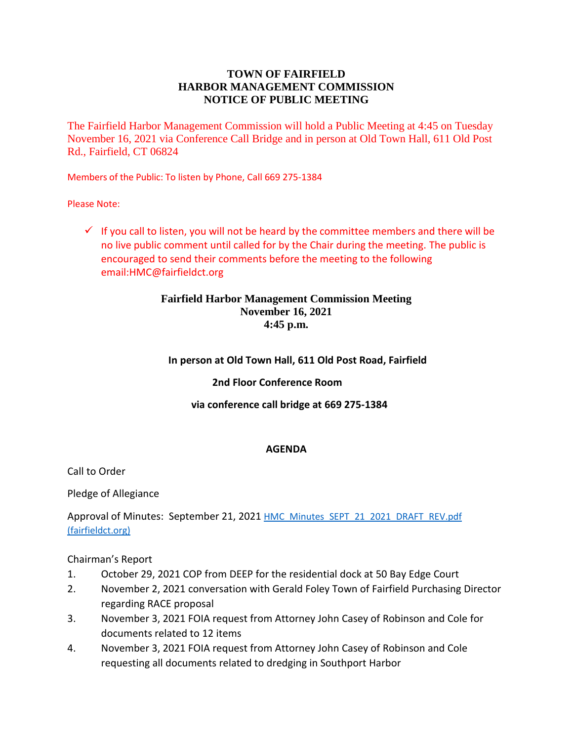# TOWN OF FAIRFIELD
# HARBOR MANAGEMENT COMMISSION
# NOTICE OF PUBLIC MEETING

The Fairfield Harbor Management Commission will hold a Public Meeting at 4:45 on Tuesday November 16, 2021 via Conference Call Bridge and in person at Old Town Hall, 611 Old Post Rd., Fairfield, CT 06824

Members of the Public: To listen by Phone, Call 669 275-1384

Please Note:

- ✓ If you call to listen, you will not be heard by the committee members and there will be no live public comment until called for by the Chair during the meeting. The public is encouraged to send their comments before the meeting to the following email:HMC@fairfieldct.org

## Fairfield Harbor Management Commission Meeting
## November 16, 2021
## 4:45 p.m.

**In person at Old Town Hall, 611 Old Post Road, Fairfield**

**2nd Floor Conference Room**

**via conference call bridge at 669 275-1384**

**AGENDA**

Call to Order

Pledge of Allegiance

Approval of Minutes: September 21, 2021 [HMC_Minutes_SEPT_21_2021_DRAFT_REV.pdf (fairfieldct.org)]

Chairman's Report

1. October 29, 2021 COP from DEEP for the residential dock at 50 Bay Edge Court
2. November 2, 2021 conversation with Gerald Foley Town of Fairfield Purchasing Director regarding RACE proposal
3. November 3, 2021 FOIA request from Attorney John Casey of Robinson and Cole for documents related to 12 items
4. November 3, 2021 FOIA request from Attorney John Casey of Robinson and Cole requesting all documents related to dredging in Southport Harbor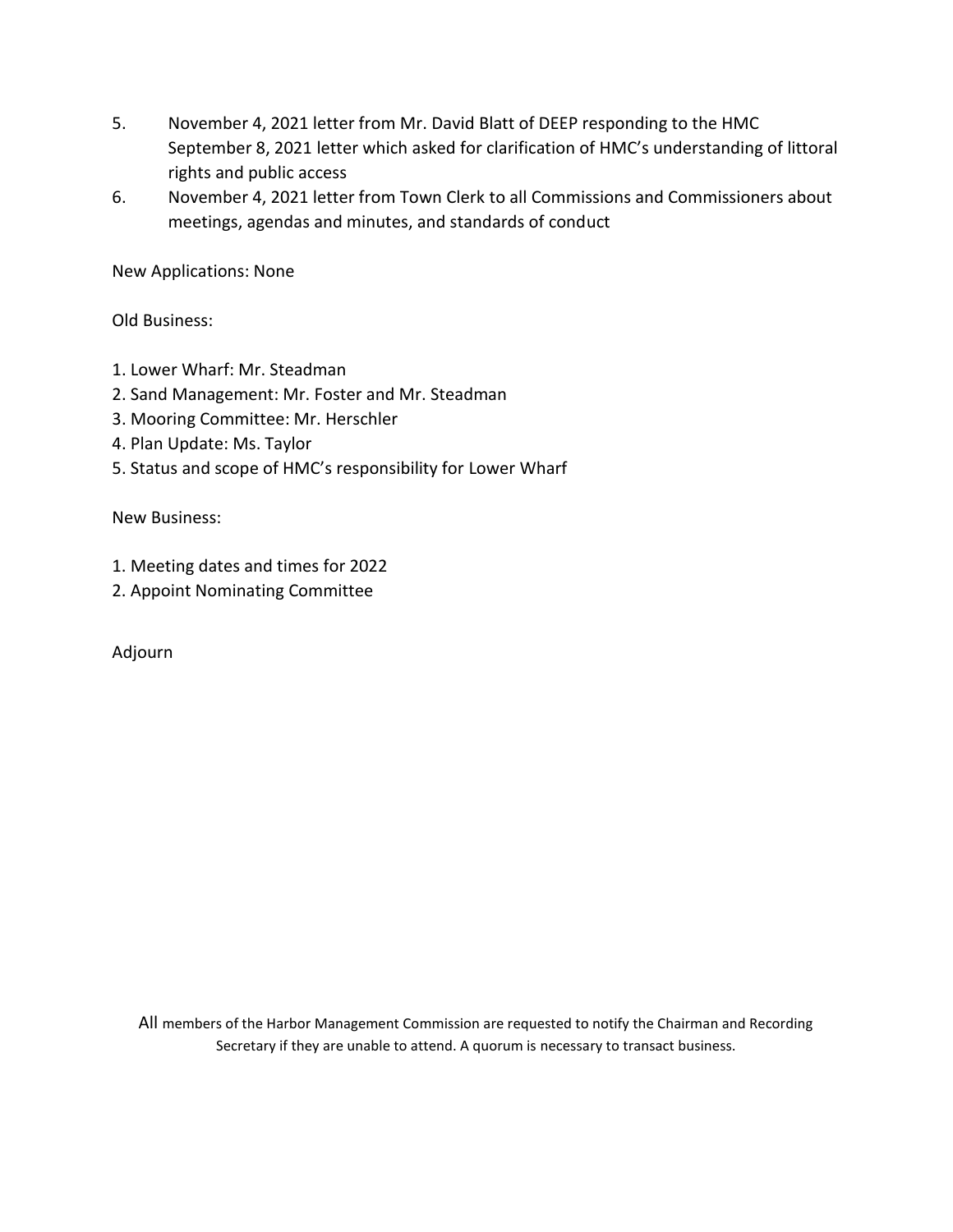5. November 4, 2021 letter from Mr. David Blatt of DEEP responding to the HMC September 8, 2021 letter which asked for clarification of HMC's understanding of littoral rights and public access
6. November 4, 2021 letter from Town Clerk to all Commissions and Commissioners about meetings, agendas and minutes, and standards of conduct

New Applications: None

Old Business:

1. Lower Wharf: Mr. Steadman
2. Sand Management: Mr. Foster and Mr. Steadman
3. Mooring Committee: Mr. Herschler
4. Plan Update: Ms. Taylor
5. Status and scope of HMC's responsibility for Lower Wharf

New Business:

1. Meeting dates and times for 2022
2. Appoint Nominating Committee

Adjourn

All members of the Harbor Management Commission are requested to notify the Chairman and Recording Secretary if they are unable to attend. A quorum is necessary to transact business.